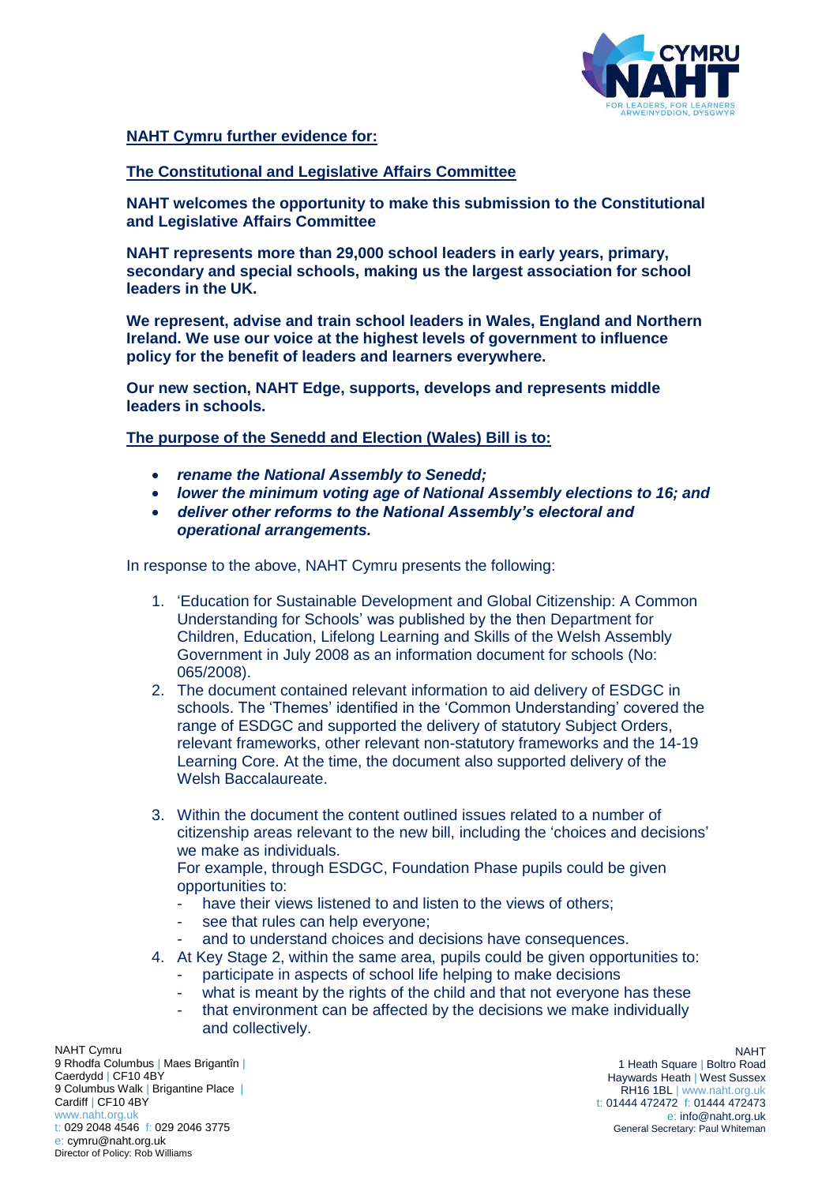**NAHT Cymru further evidence for:**

**The Constitutional and Legislative Affairs Committee**

**NAHT welcomes the opportunity to make this submission to the Constitutional and Legislative Affairs Committee**

**NAHT represents more than 29,000 school leaders in early years, primary, secondary and special schools, making us the largest association for school leaders in the UK.**

**We represent, advise and train school leaders in Wales, England and Northern Ireland. We use our voice at the highest levels of government to influence policy for the benefit of leaders and learners everywhere.**

**Our new section, NAHT Edge, supports, develops and represents middle leaders in schools.**

**The purpose of the Senedd and Election (Wales) Bill is to:**

- ***rename the National Assembly to Senedd;***
- ***lower the minimum voting age of National Assembly elections to 16; and***
- ***deliver other reforms to the National Assembly's electoral and operational arrangements.***

In response to the above, NAHT Cymru presents the following:

1. 'Education for Sustainable Development and Global Citizenship: A Common Understanding for Schools' was published by the then Department for Children, Education, Lifelong Learning and Skills of the Welsh Assembly Government in July 2008 as an information document for schools (No: 065/2008).
2. The document contained relevant information to aid delivery of ESDGC in schools. The 'Themes' identified in the 'Common Understanding' covered the range of ESDGC and supported the delivery of statutory Subject Orders, relevant frameworks, other relevant non-statutory frameworks and the 14-19 Learning Core. At the time, the document also supported delivery of the Welsh Baccalaureate.
3. Within the document the content outlined issues related to a number of citizenship areas relevant to the new bill, including the 'choices and decisions' we make as individuals.
   For example, through ESDGC, Foundation Phase pupils could be given opportunities to:
   - have their views listened to and listen to the views of others;
   - see that rules can help everyone;
   - and to understand choices and decisions have consequences.
4. At Key Stage 2, within the same area, pupils could be given opportunities to:
   - participate in aspects of school life helping to make decisions
   - what is meant by the rights of the child and that not everyone has these
   - that environment can be affected by the decisions we make individually and collectively.

NAHT Cymru
9 Rhodfa Columbus | Maes Brigantîn |
Caerdydd | CF10 4BY
9 Columbus Walk | Brigantine Place |
Cardiff | CF10 4BY
www.naht.org.uk
t: 029 2048 4546 f: 029 2046 3775
e: cymru@naht.org.uk
Director of Policy: Rob Williams

NAHT
1 Heath Square | Boltro Road
Haywards Heath | West Sussex
RH16 1BL | www.naht.org.uk
t: 01444 472472 f: 01444 472473
e: info@naht.org.uk
General Secretary: Paul Whiteman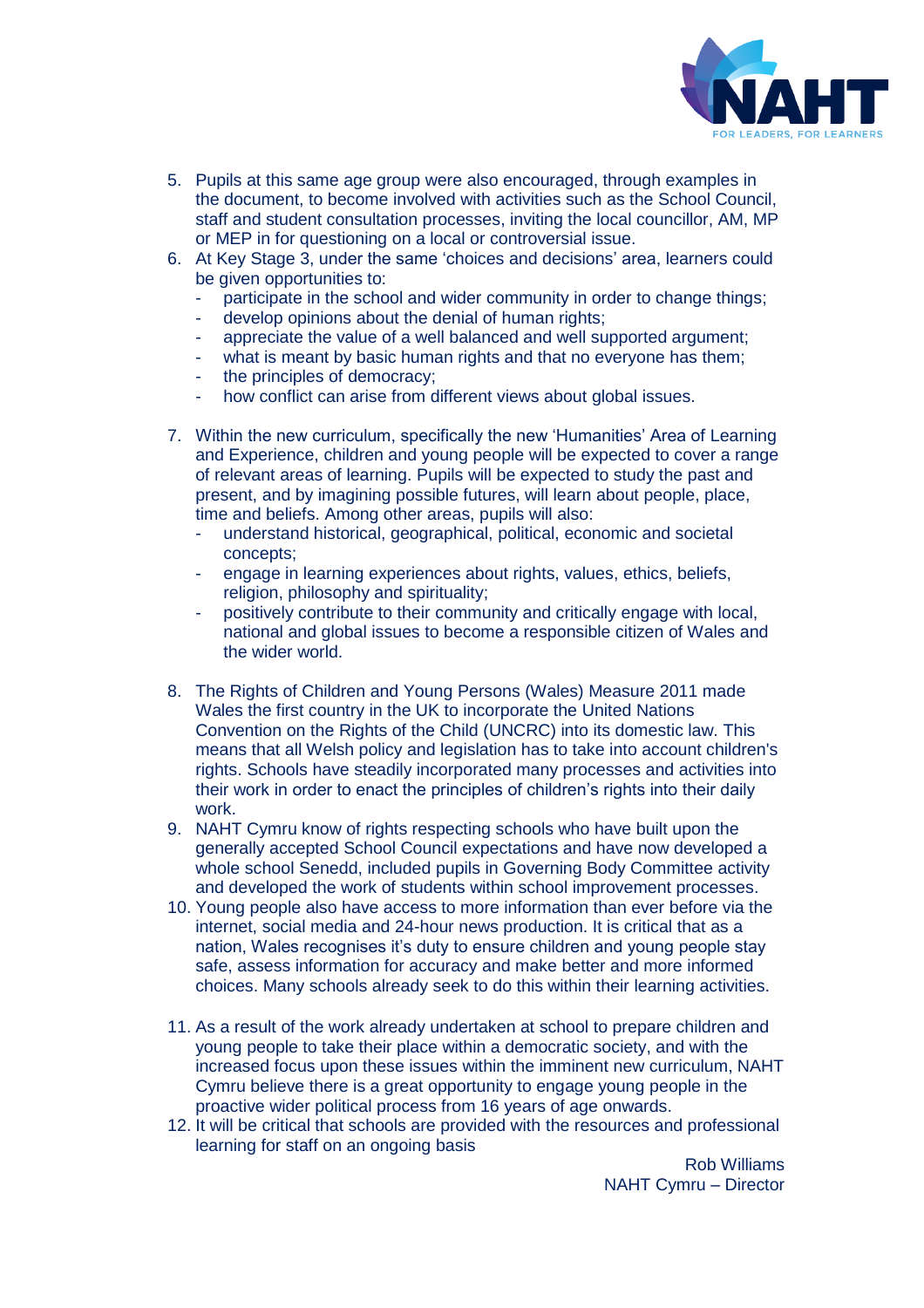5. Pupils at this same age group were also encouraged, through examples in the document, to become involved with activities such as the School Council, staff and student consultation processes, inviting the local councillor, AM, MP or MEP in for questioning on a local or controversial issue.
6. At Key Stage 3, under the same 'choices and decisions' area, learners could be given opportunities to:
   - participate in the school and wider community in order to change things;
   - develop opinions about the denial of human rights;
   - appreciate the value of a well balanced and well supported argument;
   - what is meant by basic human rights and that no everyone has them;
   - the principles of democracy;
   - how conflict can arise from different views about global issues.

7. Within the new curriculum, specifically the new 'Humanities' Area of Learning and Experience, children and young people will be expected to cover a range of relevant areas of learning. Pupils will be expected to study the past and present, and by imagining possible futures, will learn about people, place, time and beliefs. Among other areas, pupils will also:
   - understand historical, geographical, political, economic and societal concepts;
   - engage in learning experiences about rights, values, ethics, beliefs, religion, philosophy and spirituality;
   - positively contribute to their community and critically engage with local, national and global issues to become a responsible citizen of Wales and the wider world.

8. The Rights of Children and Young Persons (Wales) Measure 2011 made Wales the first country in the UK to incorporate the United Nations Convention on the Rights of the Child (UNCRC) into its domestic law. This means that all Welsh policy and legislation has to take into account children's rights. Schools have steadily incorporated many processes and activities into their work in order to enact the principles of children's rights into their daily work.
9. NAHT Cymru know of rights respecting schools who have built upon the generally accepted School Council expectations and have now developed a whole school Senedd, included pupils in Governing Body Committee activity and developed the work of students within school improvement processes.
10. Young people also have access to more information than ever before via the internet, social media and 24-hour news production. It is critical that as a nation, Wales recognises it's duty to ensure children and young people stay safe, assess information for accuracy and make better and more informed choices. Many schools already seek to do this within their learning activities.

11. As a result of the work already undertaken at school to prepare children and young people to take their place within a democratic society, and with the increased focus upon these issues within the imminent new curriculum, NAHT Cymru believe there is a great opportunity to engage young people in the proactive wider political process from 16 years of age onwards.
12. It will be critical that schools are provided with the resources and professional learning for staff on an ongoing basis

Rob Williams
NAHT Cymru – Director